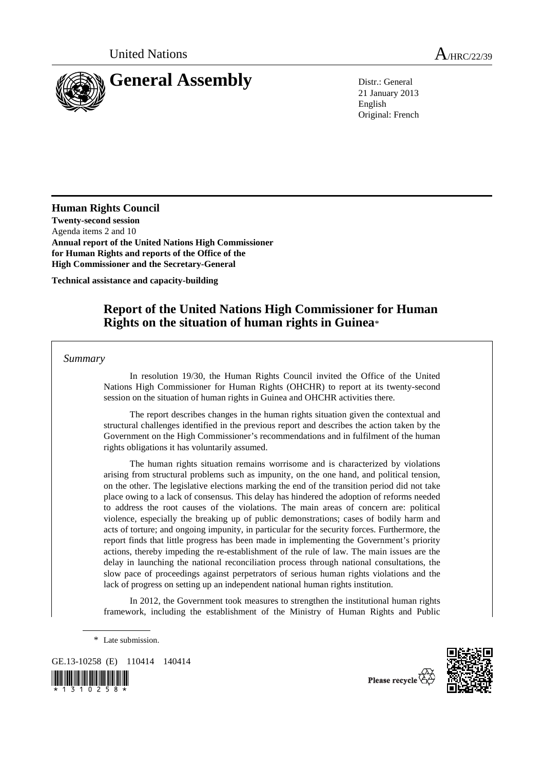United Nations

A/HRC/22/39

# General Assembly

Distr.: General
21 January 2013
English
Original: French

**Human Rights Council**
**Twenty-second session**
Agenda items 2 and 10
**Annual report of the United Nations High Commissioner for Human Rights and reports of the Office of the High Commissioner and the Secretary-General**

**Technical assistance and capacity-building**

## Report of the United Nations High Commissioner for Human Rights on the situation of human rights in Guinea*

*Summary*

In resolution 19/30, the Human Rights Council invited the Office of the United Nations High Commissioner for Human Rights (OHCHR) to report at its twenty-second session on the situation of human rights in Guinea and OHCHR activities there.

The report describes changes in the human rights situation given the contextual and structural challenges identified in the previous report and describes the action taken by the Government on the High Commissioner's recommendations and in fulfilment of the human rights obligations it has voluntarily assumed.

The human rights situation remains worrisome and is characterized by violations arising from structural problems such as impunity, on the one hand, and political tension, on the other. The legislative elections marking the end of the transition period did not take place owing to a lack of consensus. This delay has hindered the adoption of reforms needed to address the root causes of the violations. The main areas of concern are: political violence, especially the breaking up of public demonstrations; cases of bodily harm and acts of torture; and ongoing impunity, in particular for the security forces. Furthermore, the report finds that little progress has been made in implementing the Government's priority actions, thereby impeding the re-establishment of the rule of law. The main issues are the delay in launching the national reconciliation process through national consultations, the slow pace of proceedings against perpetrators of serious human rights violations and the lack of progress on setting up an independent national human rights institution.

In 2012, the Government took measures to strengthen the institutional human rights framework, including the establishment of the Ministry of Human Rights and Public

\* Late submission.

GE.13-10258 (E) 110414 140414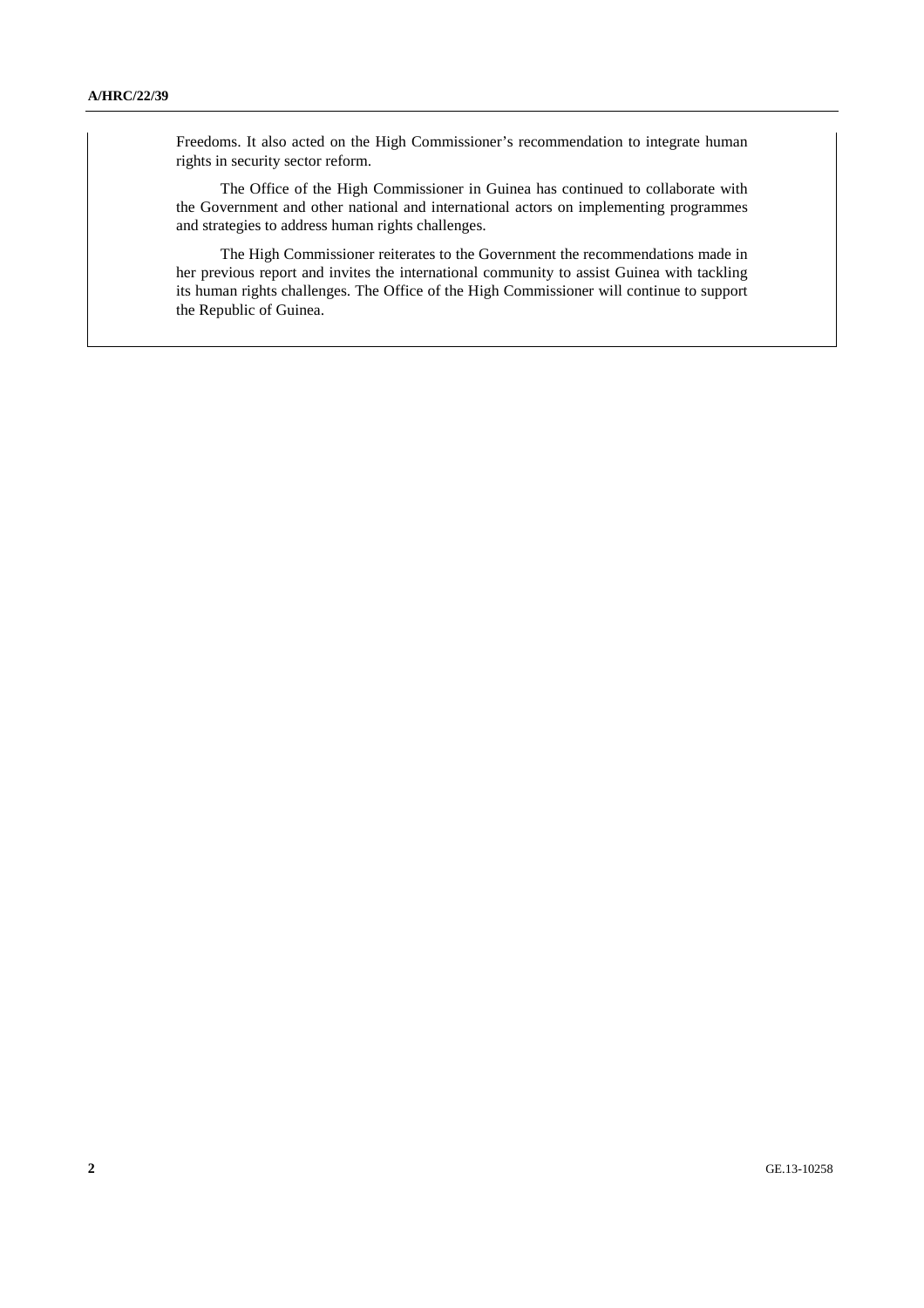Freedoms. It also acted on the High Commissioner's recommendation to integrate human rights in security sector reform.

The Office of the High Commissioner in Guinea has continued to collaborate with the Government and other national and international actors on implementing programmes and strategies to address human rights challenges.

The High Commissioner reiterates to the Government the recommendations made in her previous report and invites the international community to assist Guinea with tackling its human rights challenges. The Office of the High Commissioner will continue to support the Republic of Guinea.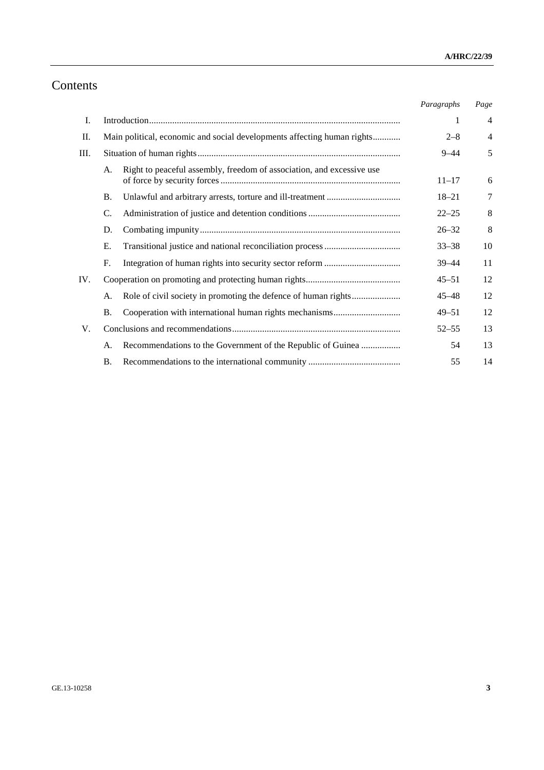# Contents

| | | | Paragraphs | Page |
|---|---|---|---|---|
| I. | Introduction | | 1 | 4 |
| II. | Main political, economic and social developments affecting human rights | | 2–8 | 4 |
| III. | Situation of human rights | | 9–44 | 5 |
| | A. | Right to peaceful assembly, freedom of association, and excessive use of force by security forces | 11–17 | 6 |
| | B. | Unlawful and arbitrary arrests, torture and ill-treatment | 18–21 | 7 |
| | C. | Administration of justice and detention conditions | 22–25 | 8 |
| | D. | Combating impunity | 26–32 | 8 |
| | E. | Transitional justice and national reconciliation process | 33–38 | 10 |
| | F. | Integration of human rights into security sector reform | 39–44 | 11 |
| IV. | Cooperation on promoting and protecting human rights | | 45–51 | 12 |
| | A. | Role of civil society in promoting the defence of human rights | 45–48 | 12 |
| | B. | Cooperation with international human rights mechanisms | 49–51 | 12 |
| V. | Conclusions and recommendations | | 52–55 | 13 |
| | A. | Recommendations to the Government of the Republic of Guinea | 54 | 13 |
| | B. | Recommendations to the international community | 55 | 14 |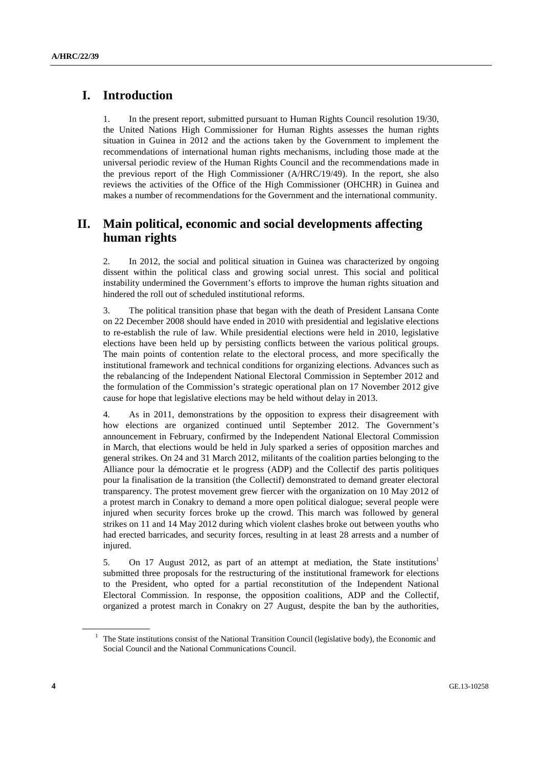# I. Introduction

1. In the present report, submitted pursuant to Human Rights Council resolution 19/30, the United Nations High Commissioner for Human Rights assesses the human rights situation in Guinea in 2012 and the actions taken by the Government to implement the recommendations of international human rights mechanisms, including those made at the universal periodic review of the Human Rights Council and the recommendations made in the previous report of the High Commissioner (A/HRC/19/49). In the report, she also reviews the activities of the Office of the High Commissioner (OHCHR) in Guinea and makes a number of recommendations for the Government and the international community.

# II. Main political, economic and social developments affecting human rights

2. In 2012, the social and political situation in Guinea was characterized by ongoing dissent within the political class and growing social unrest. This social and political instability undermined the Government's efforts to improve the human rights situation and hindered the roll out of scheduled institutional reforms.

3. The political transition phase that began with the death of President Lansana Conte on 22 December 2008 should have ended in 2010 with presidential and legislative elections to re-establish the rule of law. While presidential elections were held in 2010, legislative elections have been held up by persisting conflicts between the various political groups. The main points of contention relate to the electoral process, and more specifically the institutional framework and technical conditions for organizing elections. Advances such as the rebalancing of the Independent National Electoral Commission in September 2012 and the formulation of the Commission's strategic operational plan on 17 November 2012 give cause for hope that legislative elections may be held without delay in 2013.

4. As in 2011, demonstrations by the opposition to express their disagreement with how elections are organized continued until September 2012. The Government's announcement in February, confirmed by the Independent National Electoral Commission in March, that elections would be held in July sparked a series of opposition marches and general strikes. On 24 and 31 March 2012, militants of the coalition parties belonging to the Alliance pour la démocratie et le progress (ADP) and the Collectif des partis politiques pour la finalisation de la transition (the Collectif) demonstrated to demand greater electoral transparency. The protest movement grew fiercer with the organization on 10 May 2012 of a protest march in Conakry to demand a more open political dialogue; several people were injured when security forces broke up the crowd. This march was followed by general strikes on 11 and 14 May 2012 during which violent clashes broke out between youths who had erected barricades, and security forces, resulting in at least 28 arrests and a number of injured.

5. On 17 August 2012, as part of an attempt at mediation, the State institutions[1] submitted three proposals for the restructuring of the institutional framework for elections to the President, who opted for a partial reconstitution of the Independent National Electoral Commission. In response, the opposition coalitions, ADP and the Collectif, organized a protest march in Conakry on 27 August, despite the ban by the authorities,

[1] The State institutions consist of the National Transition Council (legislative body), the Economic and Social Council and the National Communications Council.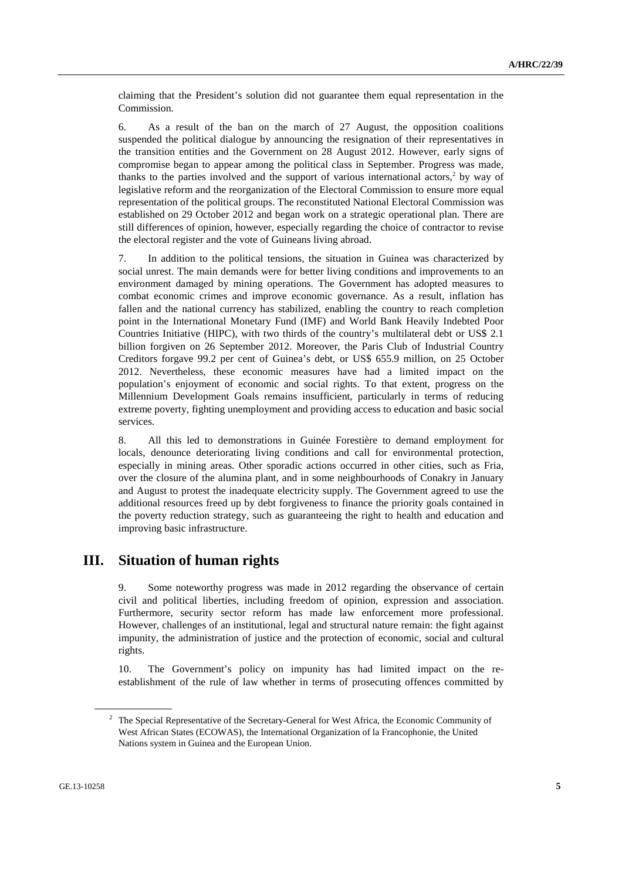claiming that the President's solution did not guarantee them equal representation in the Commission.

6. As a result of the ban on the march of 27 August, the opposition coalitions suspended the political dialogue by announcing the resignation of their representatives in the transition entities and the Government on 28 August 2012. However, early signs of compromise began to appear among the political class in September. Progress was made, thanks to the parties involved and the support of various international actors,[2] by way of legislative reform and the reorganization of the Electoral Commission to ensure more equal representation of the political groups. The reconstituted National Electoral Commission was established on 29 October 2012 and began work on a strategic operational plan. There are still differences of opinion, however, especially regarding the choice of contractor to revise the electoral register and the vote of Guineans living abroad.

7. In addition to the political tensions, the situation in Guinea was characterized by social unrest. The main demands were for better living conditions and improvements to an environment damaged by mining operations. The Government has adopted measures to combat economic crimes and improve economic governance. As a result, inflation has fallen and the national currency has stabilized, enabling the country to reach completion point in the International Monetary Fund (IMF) and World Bank Heavily Indebted Poor Countries Initiative (HIPC), with two thirds of the country's multilateral debt or US$ 2.1 billion forgiven on 26 September 2012. Moreover, the Paris Club of Industrial Country Creditors forgave 99.2 per cent of Guinea's debt, or US$ 655.9 million, on 25 October 2012. Nevertheless, these economic measures have had a limited impact on the population's enjoyment of economic and social rights. To that extent, progress on the Millennium Development Goals remains insufficient, particularly in terms of reducing extreme poverty, fighting unemployment and providing access to education and basic social services.

8. All this led to demonstrations in Guinée Forestière to demand employment for locals, denounce deteriorating living conditions and call for environmental protection, especially in mining areas. Other sporadic actions occurred in other cities, such as Fria, over the closure of the alumina plant, and in some neighbourhoods of Conakry in January and August to protest the inadequate electricity supply. The Government agreed to use the additional resources freed up by debt forgiveness to finance the priority goals contained in the poverty reduction strategy, such as guaranteeing the right to health and education and improving basic infrastructure.

## III. Situation of human rights

9. Some noteworthy progress was made in 2012 regarding the observance of certain civil and political liberties, including freedom of opinion, expression and association. Furthermore, security sector reform has made law enforcement more professional. However, challenges of an institutional, legal and structural nature remain: the fight against impunity, the administration of justice and the protection of economic, social and cultural rights.

10. The Government's policy on impunity has had limited impact on the re-establishment of the rule of law whether in terms of prosecuting offences committed by

---

[2] The Special Representative of the Secretary-General for West Africa, the Economic Community of West African States (ECOWAS), the International Organization of la Francophonie, the United Nations system in Guinea and the European Union.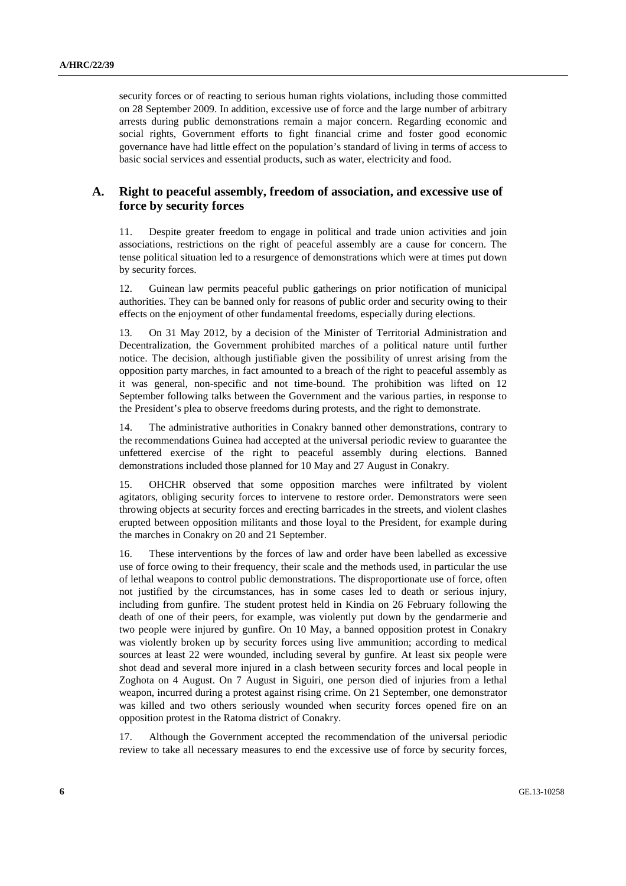security forces or of reacting to serious human rights violations, including those committed on 28 September 2009. In addition, excessive use of force and the large number of arbitrary arrests during public demonstrations remain a major concern. Regarding economic and social rights, Government efforts to fight financial crime and foster good economic governance have had little effect on the population's standard of living in terms of access to basic social services and essential products, such as water, electricity and food.

## A. Right to peaceful assembly, freedom of association, and excessive use of force by security forces

11. Despite greater freedom to engage in political and trade union activities and join associations, restrictions on the right of peaceful assembly are a cause for concern. The tense political situation led to a resurgence of demonstrations which were at times put down by security forces.

12. Guinean law permits peaceful public gatherings on prior notification of municipal authorities. They can be banned only for reasons of public order and security owing to their effects on the enjoyment of other fundamental freedoms, especially during elections.

13. On 31 May 2012, by a decision of the Minister of Territorial Administration and Decentralization, the Government prohibited marches of a political nature until further notice. The decision, although justifiable given the possibility of unrest arising from the opposition party marches, in fact amounted to a breach of the right to peaceful assembly as it was general, non-specific and not time-bound. The prohibition was lifted on 12 September following talks between the Government and the various parties, in response to the President's plea to observe freedoms during protests, and the right to demonstrate.

14. The administrative authorities in Conakry banned other demonstrations, contrary to the recommendations Guinea had accepted at the universal periodic review to guarantee the unfettered exercise of the right to peaceful assembly during elections. Banned demonstrations included those planned for 10 May and 27 August in Conakry.

15. OHCHR observed that some opposition marches were infiltrated by violent agitators, obliging security forces to intervene to restore order. Demonstrators were seen throwing objects at security forces and erecting barricades in the streets, and violent clashes erupted between opposition militants and those loyal to the President, for example during the marches in Conakry on 20 and 21 September.

16. These interventions by the forces of law and order have been labelled as excessive use of force owing to their frequency, their scale and the methods used, in particular the use of lethal weapons to control public demonstrations. The disproportionate use of force, often not justified by the circumstances, has in some cases led to death or serious injury, including from gunfire. The student protest held in Kindia on 26 February following the death of one of their peers, for example, was violently put down by the gendarmerie and two people were injured by gunfire. On 10 May, a banned opposition protest in Conakry was violently broken up by security forces using live ammunition; according to medical sources at least 22 were wounded, including several by gunfire. At least six people were shot dead and several more injured in a clash between security forces and local people in Zoghota on 4 August. On 7 August in Siguiri, one person died of injuries from a lethal weapon, incurred during a protest against rising crime. On 21 September, one demonstrator was killed and two others seriously wounded when security forces opened fire on an opposition protest in the Ratoma district of Conakry.

17. Although the Government accepted the recommendation of the universal periodic review to take all necessary measures to end the excessive use of force by security forces,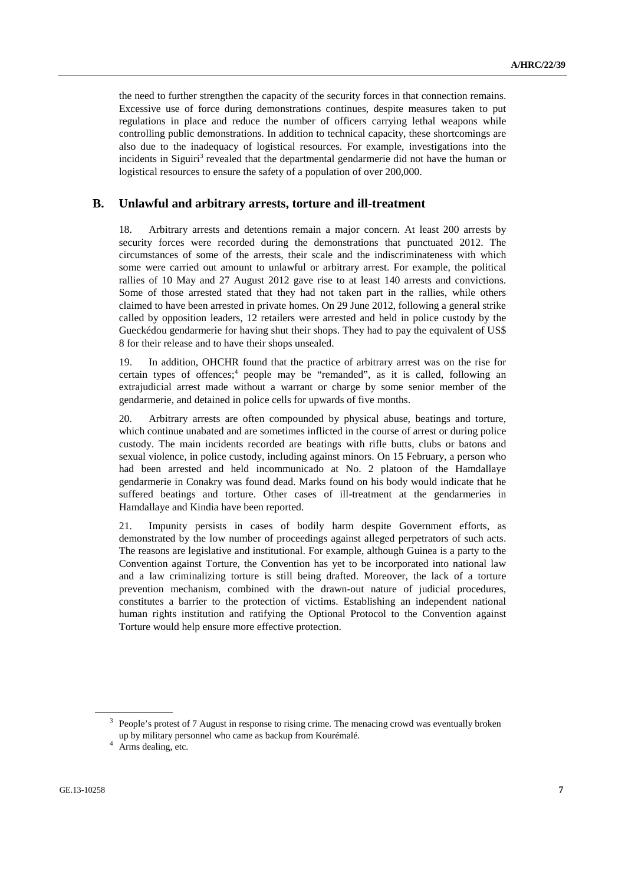the need to further strengthen the capacity of the security forces in that connection remains. Excessive use of force during demonstrations continues, despite measures taken to put regulations in place and reduce the number of officers carrying lethal weapons while controlling public demonstrations. In addition to technical capacity, these shortcomings are also due to the inadequacy of logistical resources. For example, investigations into the incidents in Siguiri[3] revealed that the departmental gendarmerie did not have the human or logistical resources to ensure the safety of a population of over 200,000.

## B. Unlawful and arbitrary arrests, torture and ill-treatment

18. Arbitrary arrests and detentions remain a major concern. At least 200 arrests by security forces were recorded during the demonstrations that punctuated 2012. The circumstances of some of the arrests, their scale and the indiscriminateness with which some were carried out amount to unlawful or arbitrary arrest. For example, the political rallies of 10 May and 27 August 2012 gave rise to at least 140 arrests and convictions. Some of those arrested stated that they had not taken part in the rallies, while others claimed to have been arrested in private homes. On 29 June 2012, following a general strike called by opposition leaders, 12 retailers were arrested and held in police custody by the Gueckédou gendarmerie for having shut their shops. They had to pay the equivalent of US$ 8 for their release and to have their shops unsealed.

19. In addition, OHCHR found that the practice of arbitrary arrest was on the rise for certain types of offences;[4] people may be "remanded", as it is called, following an extrajudicial arrest made without a warrant or charge by some senior member of the gendarmerie, and detained in police cells for upwards of five months.

20. Arbitrary arrests are often compounded by physical abuse, beatings and torture, which continue unabated and are sometimes inflicted in the course of arrest or during police custody. The main incidents recorded are beatings with rifle butts, clubs or batons and sexual violence, in police custody, including against minors. On 15 February, a person who had been arrested and held incommunicado at No. 2 platoon of the Hamdallaye gendarmerie in Conakry was found dead. Marks found on his body would indicate that he suffered beatings and torture. Other cases of ill-treatment at the gendarmeries in Hamdallaye and Kindia have been reported.

21. Impunity persists in cases of bodily harm despite Government efforts, as demonstrated by the low number of proceedings against alleged perpetrators of such acts. The reasons are legislative and institutional. For example, although Guinea is a party to the Convention against Torture, the Convention has yet to be incorporated into national law and a law criminalizing torture is still being drafted. Moreover, the lack of a torture prevention mechanism, combined with the drawn-out nature of judicial procedures, constitutes a barrier to the protection of victims. Establishing an independent national human rights institution and ratifying the Optional Protocol to the Convention against Torture would help ensure more effective protection.

[3] People's protest of 7 August in response to rising crime. The menacing crowd was eventually broken up by military personnel who came as backup from Kourémalé.

[4] Arms dealing, etc.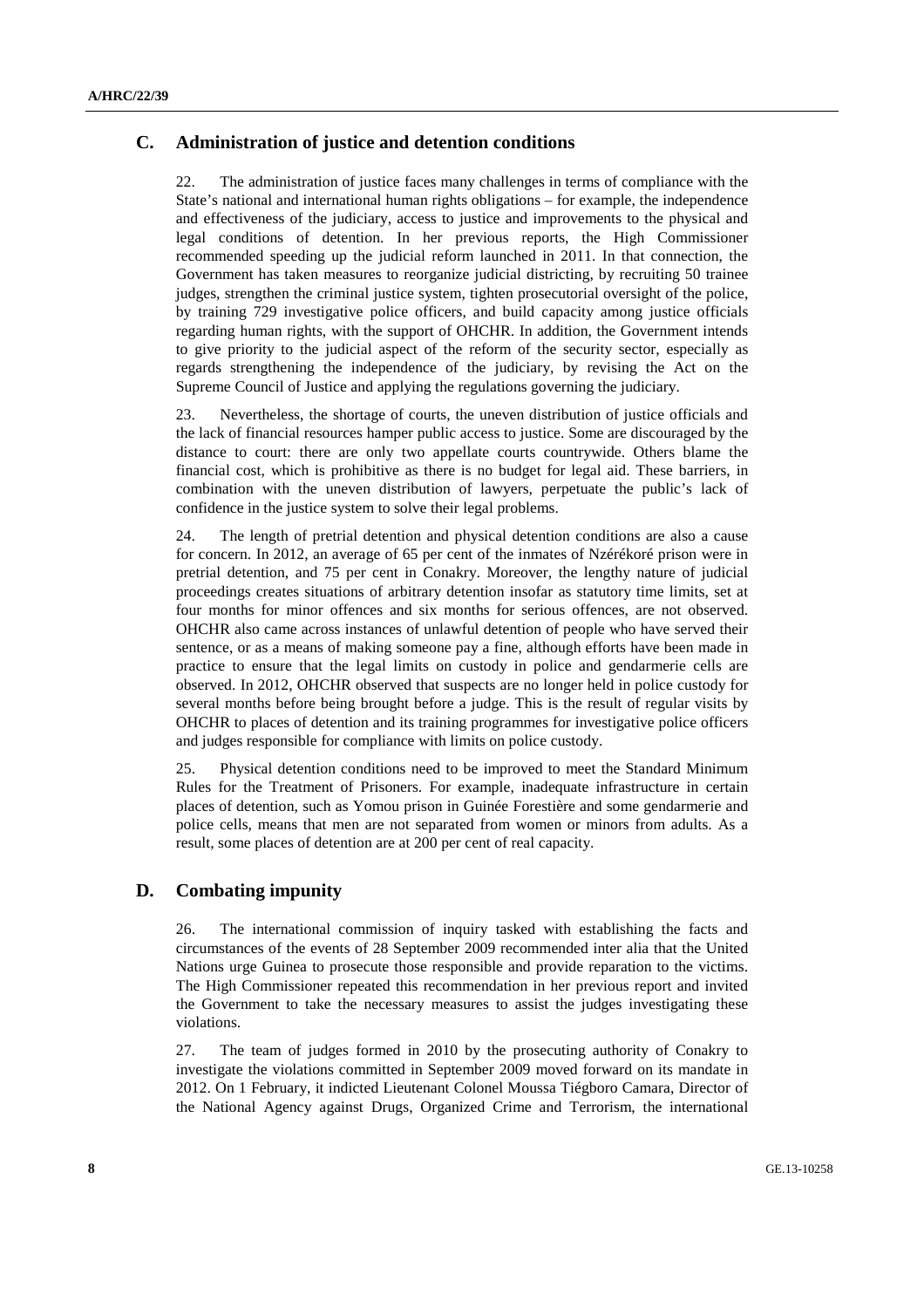## C. Administration of justice and detention conditions

22. The administration of justice faces many challenges in terms of compliance with the State's national and international human rights obligations – for example, the independence and effectiveness of the judiciary, access to justice and improvements to the physical and legal conditions of detention. In her previous reports, the High Commissioner recommended speeding up the judicial reform launched in 2011. In that connection, the Government has taken measures to reorganize judicial districting, by recruiting 50 trainee judges, strengthen the criminal justice system, tighten prosecutorial oversight of the police, by training 729 investigative police officers, and build capacity among justice officials regarding human rights, with the support of OHCHR. In addition, the Government intends to give priority to the judicial aspect of the reform of the security sector, especially as regards strengthening the independence of the judiciary, by revising the Act on the Supreme Council of Justice and applying the regulations governing the judiciary.

23. Nevertheless, the shortage of courts, the uneven distribution of justice officials and the lack of financial resources hamper public access to justice. Some are discouraged by the distance to court: there are only two appellate courts countrywide. Others blame the financial cost, which is prohibitive as there is no budget for legal aid. These barriers, in combination with the uneven distribution of lawyers, perpetuate the public's lack of confidence in the justice system to solve their legal problems.

24. The length of pretrial detention and physical detention conditions are also a cause for concern. In 2012, an average of 65 per cent of the inmates of Nzérékoré prison were in pretrial detention, and 75 per cent in Conakry. Moreover, the lengthy nature of judicial proceedings creates situations of arbitrary detention insofar as statutory time limits, set at four months for minor offences and six months for serious offences, are not observed. OHCHR also came across instances of unlawful detention of people who have served their sentence, or as a means of making someone pay a fine, although efforts have been made in practice to ensure that the legal limits on custody in police and gendarmerie cells are observed. In 2012, OHCHR observed that suspects are no longer held in police custody for several months before being brought before a judge. This is the result of regular visits by OHCHR to places of detention and its training programmes for investigative police officers and judges responsible for compliance with limits on police custody.

25. Physical detention conditions need to be improved to meet the Standard Minimum Rules for the Treatment of Prisoners. For example, inadequate infrastructure in certain places of detention, such as Yomou prison in Guinée Forestière and some gendarmerie and police cells, means that men are not separated from women or minors from adults. As a result, some places of detention are at 200 per cent of real capacity.

## D. Combating impunity

26. The international commission of inquiry tasked with establishing the facts and circumstances of the events of 28 September 2009 recommended inter alia that the United Nations urge Guinea to prosecute those responsible and provide reparation to the victims. The High Commissioner repeated this recommendation in her previous report and invited the Government to take the necessary measures to assist the judges investigating these violations.

27. The team of judges formed in 2010 by the prosecuting authority of Conakry to investigate the violations committed in September 2009 moved forward on its mandate in 2012. On 1 February, it indicted Lieutenant Colonel Moussa Tiégboro Camara, Director of the National Agency against Drugs, Organized Crime and Terrorism, the international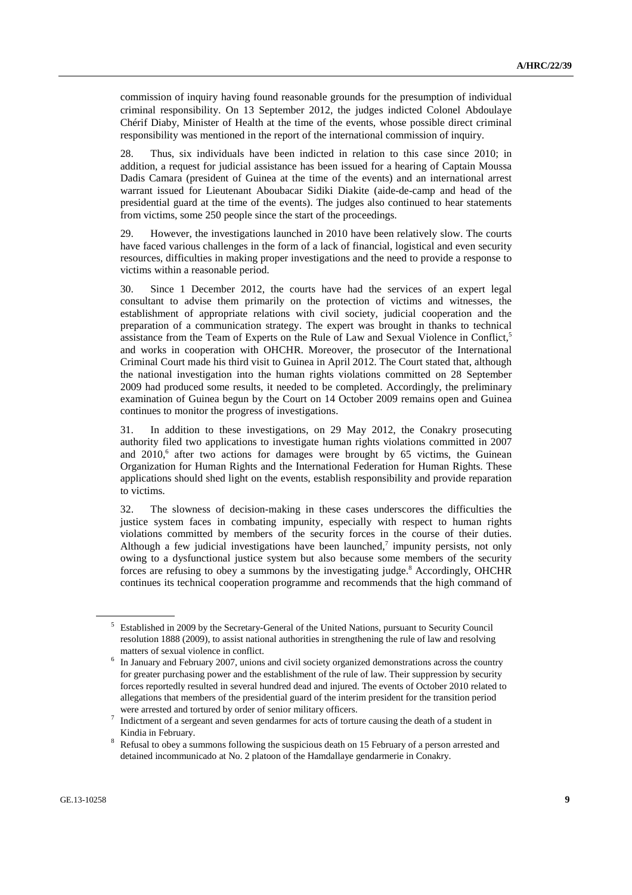commission of inquiry having found reasonable grounds for the presumption of individual criminal responsibility. On 13 September 2012, the judges indicted Colonel Abdoulaye Chérif Diaby, Minister of Health at the time of the events, whose possible direct criminal responsibility was mentioned in the report of the international commission of inquiry.

28. Thus, six individuals have been indicted in relation to this case since 2010; in addition, a request for judicial assistance has been issued for a hearing of Captain Moussa Dadis Camara (president of Guinea at the time of the events) and an international arrest warrant issued for Lieutenant Aboubacar Sidiki Diakite (aide-de-camp and head of the presidential guard at the time of the events). The judges also continued to hear statements from victims, some 250 people since the start of the proceedings.

29. However, the investigations launched in 2010 have been relatively slow. The courts have faced various challenges in the form of a lack of financial, logistical and even security resources, difficulties in making proper investigations and the need to provide a response to victims within a reasonable period.

30. Since 1 December 2012, the courts have had the services of an expert legal consultant to advise them primarily on the protection of victims and witnesses, the establishment of appropriate relations with civil society, judicial cooperation and the preparation of a communication strategy. The expert was brought in thanks to technical assistance from the Team of Experts on the Rule of Law and Sexual Violence in Conflict,[5] and works in cooperation with OHCHR. Moreover, the prosecutor of the International Criminal Court made his third visit to Guinea in April 2012. The Court stated that, although the national investigation into the human rights violations committed on 28 September 2009 had produced some results, it needed to be completed. Accordingly, the preliminary examination of Guinea begun by the Court on 14 October 2009 remains open and Guinea continues to monitor the progress of investigations.

31. In addition to these investigations, on 29 May 2012, the Conakry prosecuting authority filed two applications to investigate human rights violations committed in 2007 and 2010,[6] after two actions for damages were brought by 65 victims, the Guinean Organization for Human Rights and the International Federation for Human Rights. These applications should shed light on the events, establish responsibility and provide reparation to victims.

32. The slowness of decision-making in these cases underscores the difficulties the justice system faces in combating impunity, especially with respect to human rights violations committed by members of the security forces in the course of their duties. Although a few judicial investigations have been launched,[7] impunity persists, not only owing to a dysfunctional justice system but also because some members of the security forces are refusing to obey a summons by the investigating judge.[8] Accordingly, OHCHR continues its technical cooperation programme and recommends that the high command of

[5] Established in 2009 by the Secretary-General of the United Nations, pursuant to Security Council resolution 1888 (2009), to assist national authorities in strengthening the rule of law and resolving matters of sexual violence in conflict.

[6] In January and February 2007, unions and civil society organized demonstrations across the country for greater purchasing power and the establishment of the rule of law. Their suppression by security forces reportedly resulted in several hundred dead and injured. The events of October 2010 related to allegations that members of the presidential guard of the interim president for the transition period were arrested and tortured by order of senior military officers.

[7] Indictment of a sergeant and seven gendarmes for acts of torture causing the death of a student in Kindia in February.

[8] Refusal to obey a summons following the suspicious death on 15 February of a person arrested and detained incommunicado at No. 2 platoon of the Hamdallaye gendarmerie in Conakry.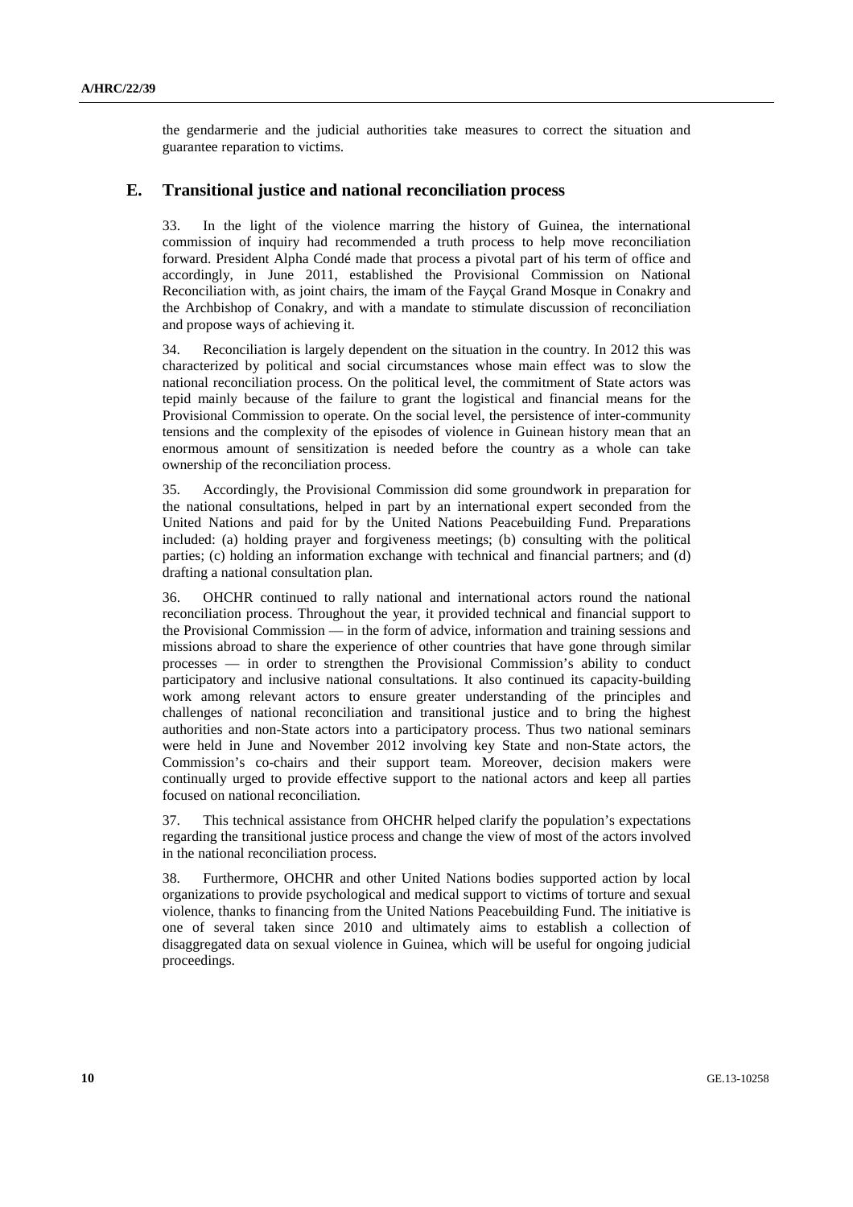the gendarmerie and the judicial authorities take measures to correct the situation and guarantee reparation to victims.

## E. Transitional justice and national reconciliation process

33. In the light of the violence marring the history of Guinea, the international commission of inquiry had recommended a truth process to help move reconciliation forward. President Alpha Condé made that process a pivotal part of his term of office and accordingly, in June 2011, established the Provisional Commission on National Reconciliation with, as joint chairs, the imam of the Fayçal Grand Mosque in Conakry and the Archbishop of Conakry, and with a mandate to stimulate discussion of reconciliation and propose ways of achieving it.

34. Reconciliation is largely dependent on the situation in the country. In 2012 this was characterized by political and social circumstances whose main effect was to slow the national reconciliation process. On the political level, the commitment of State actors was tepid mainly because of the failure to grant the logistical and financial means for the Provisional Commission to operate. On the social level, the persistence of inter-community tensions and the complexity of the episodes of violence in Guinean history mean that an enormous amount of sensitization is needed before the country as a whole can take ownership of the reconciliation process.

35. Accordingly, the Provisional Commission did some groundwork in preparation for the national consultations, helped in part by an international expert seconded from the United Nations and paid for by the United Nations Peacebuilding Fund. Preparations included: (a) holding prayer and forgiveness meetings; (b) consulting with the political parties; (c) holding an information exchange with technical and financial partners; and (d) drafting a national consultation plan.

36. OHCHR continued to rally national and international actors round the national reconciliation process. Throughout the year, it provided technical and financial support to the Provisional Commission — in the form of advice, information and training sessions and missions abroad to share the experience of other countries that have gone through similar processes — in order to strengthen the Provisional Commission's ability to conduct participatory and inclusive national consultations. It also continued its capacity-building work among relevant actors to ensure greater understanding of the principles and challenges of national reconciliation and transitional justice and to bring the highest authorities and non-State actors into a participatory process. Thus two national seminars were held in June and November 2012 involving key State and non-State actors, the Commission's co-chairs and their support team. Moreover, decision makers were continually urged to provide effective support to the national actors and keep all parties focused on national reconciliation.

37. This technical assistance from OHCHR helped clarify the population's expectations regarding the transitional justice process and change the view of most of the actors involved in the national reconciliation process.

38. Furthermore, OHCHR and other United Nations bodies supported action by local organizations to provide psychological and medical support to victims of torture and sexual violence, thanks to financing from the United Nations Peacebuilding Fund. The initiative is one of several taken since 2010 and ultimately aims to establish a collection of disaggregated data on sexual violence in Guinea, which will be useful for ongoing judicial proceedings.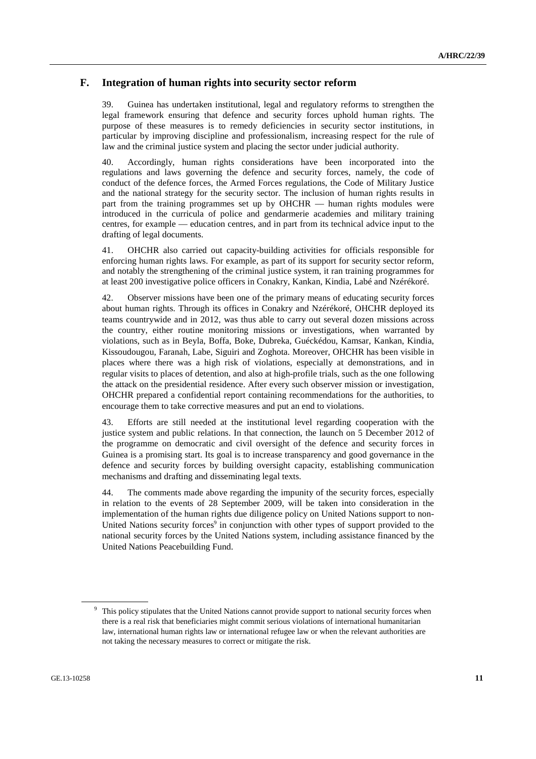## F. Integration of human rights into security sector reform

39. Guinea has undertaken institutional, legal and regulatory reforms to strengthen the legal framework ensuring that defence and security forces uphold human rights. The purpose of these measures is to remedy deficiencies in security sector institutions, in particular by improving discipline and professionalism, increasing respect for the rule of law and the criminal justice system and placing the sector under judicial authority.

40. Accordingly, human rights considerations have been incorporated into the regulations and laws governing the defence and security forces, namely, the code of conduct of the defence forces, the Armed Forces regulations, the Code of Military Justice and the national strategy for the security sector. The inclusion of human rights results in part from the training programmes set up by OHCHR — human rights modules were introduced in the curricula of police and gendarmerie academies and military training centres, for example — education centres, and in part from its technical advice input to the drafting of legal documents.

41. OHCHR also carried out capacity-building activities for officials responsible for enforcing human rights laws. For example, as part of its support for security sector reform, and notably the strengthening of the criminal justice system, it ran training programmes for at least 200 investigative police officers in Conakry, Kankan, Kindia, Labé and Nzérékoré.

42. Observer missions have been one of the primary means of educating security forces about human rights. Through its offices in Conakry and Nzérékoré, OHCHR deployed its teams countrywide and in 2012, was thus able to carry out several dozen missions across the country, either routine monitoring missions or investigations, when warranted by violations, such as in Beyla, Boffa, Boke, Dubreka, Guéckédou, Kamsar, Kankan, Kindia, Kissoudougou, Faranah, Labe, Siguiri and Zoghota. Moreover, OHCHR has been visible in places where there was a high risk of violations, especially at demonstrations, and in regular visits to places of detention, and also at high-profile trials, such as the one following the attack on the presidential residence. After every such observer mission or investigation, OHCHR prepared a confidential report containing recommendations for the authorities, to encourage them to take corrective measures and put an end to violations.

43. Efforts are still needed at the institutional level regarding cooperation with the justice system and public relations. In that connection, the launch on 5 December 2012 of the programme on democratic and civil oversight of the defence and security forces in Guinea is a promising start. Its goal is to increase transparency and good governance in the defence and security forces by building oversight capacity, establishing communication mechanisms and drafting and disseminating legal texts.

44. The comments made above regarding the impunity of the security forces, especially in relation to the events of 28 September 2009, will be taken into consideration in the implementation of the human rights due diligence policy on United Nations support to non-United Nations security forces[9] in conjunction with other types of support provided to the national security forces by the United Nations system, including assistance financed by the United Nations Peacebuilding Fund.

[9] This policy stipulates that the United Nations cannot provide support to national security forces when there is a real risk that beneficiaries might commit serious violations of international humanitarian law, international human rights law or international refugee law or when the relevant authorities are not taking the necessary measures to correct or mitigate the risk.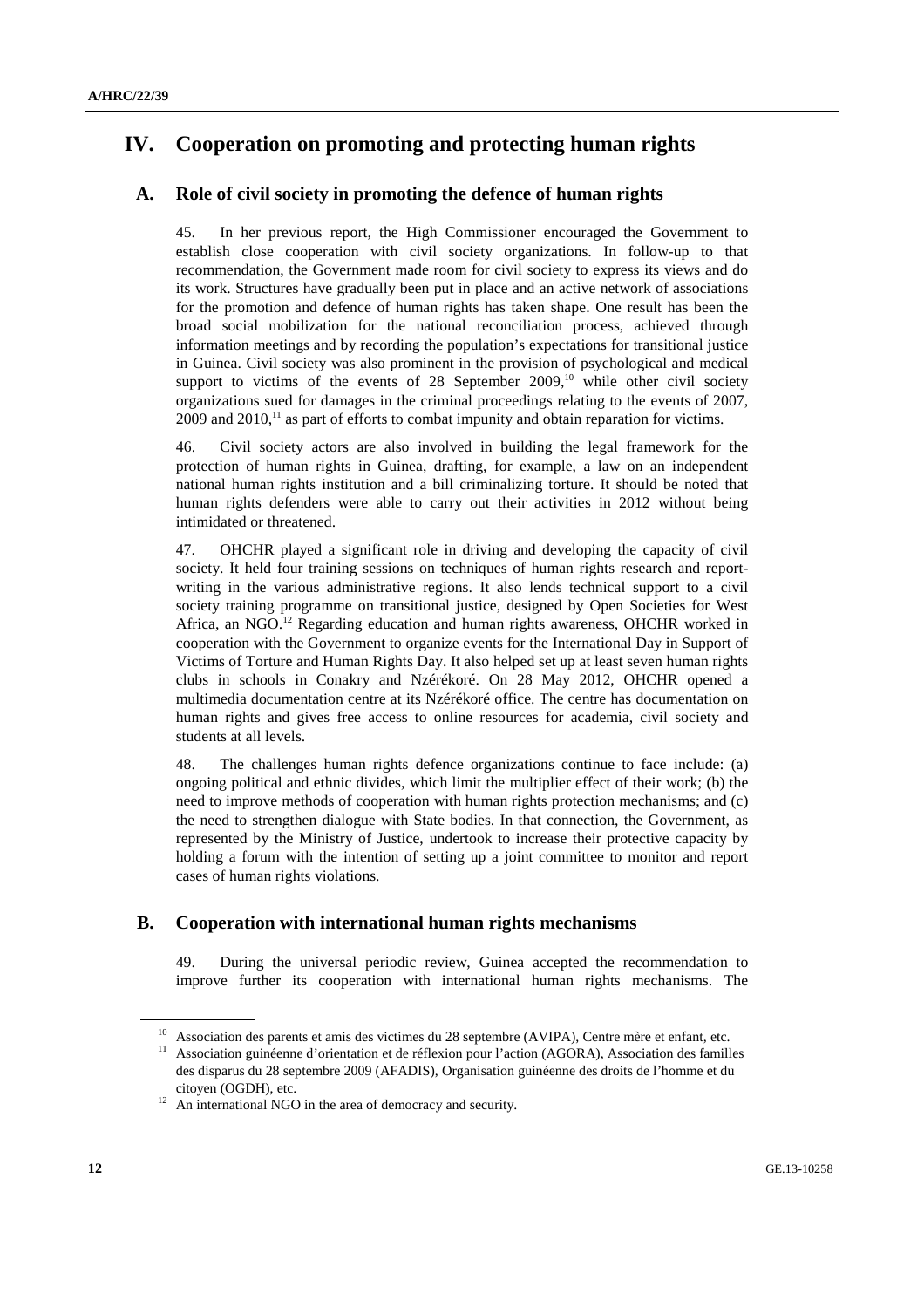# IV. Cooperation on promoting and protecting human rights

## A. Role of civil society in promoting the defence of human rights

45. In her previous report, the High Commissioner encouraged the Government to establish close cooperation with civil society organizations. In follow-up to that recommendation, the Government made room for civil society to express its views and do its work. Structures have gradually been put in place and an active network of associations for the promotion and defence of human rights has taken shape. One result has been the broad social mobilization for the national reconciliation process, achieved through information meetings and by recording the population's expectations for transitional justice in Guinea. Civil society was also prominent in the provision of psychological and medical support to victims of the events of 28 September 2009,[10] while other civil society organizations sued for damages in the criminal proceedings relating to the events of 2007, 2009 and 2010,[11] as part of efforts to combat impunity and obtain reparation for victims.

46. Civil society actors are also involved in building the legal framework for the protection of human rights in Guinea, drafting, for example, a law on an independent national human rights institution and a bill criminalizing torture. It should be noted that human rights defenders were able to carry out their activities in 2012 without being intimidated or threatened.

47. OHCHR played a significant role in driving and developing the capacity of civil society. It held four training sessions on techniques of human rights research and report-writing in the various administrative regions. It also lends technical support to a civil society training programme on transitional justice, designed by Open Societies for West Africa, an NGO.[12] Regarding education and human rights awareness, OHCHR worked in cooperation with the Government to organize events for the International Day in Support of Victims of Torture and Human Rights Day. It also helped set up at least seven human rights clubs in schools in Conakry and Nzérékoré. On 28 May 2012, OHCHR opened a multimedia documentation centre at its Nzérékoré office. The centre has documentation on human rights and gives free access to online resources for academia, civil society and students at all levels.

48. The challenges human rights defence organizations continue to face include: (a) ongoing political and ethnic divides, which limit the multiplier effect of their work; (b) the need to improve methods of cooperation with human rights protection mechanisms; and (c) the need to strengthen dialogue with State bodies. In that connection, the Government, as represented by the Ministry of Justice, undertook to increase their protective capacity by holding a forum with the intention of setting up a joint committee to monitor and report cases of human rights violations.

## B. Cooperation with international human rights mechanisms

49. During the universal periodic review, Guinea accepted the recommendation to improve further its cooperation with international human rights mechanisms. The

---

[10] Association des parents et amis des victimes du 28 septembre (AVIPA), Centre mère et enfant, etc.

[11] Association guinéenne d'orientation et de réflexion pour l'action (AGORA), Association des familles des disparus du 28 septembre 2009 (AFADIS), Organisation guinéenne des droits de l'homme et du citoyen (OGDH), etc.

[12] An international NGO in the area of democracy and security.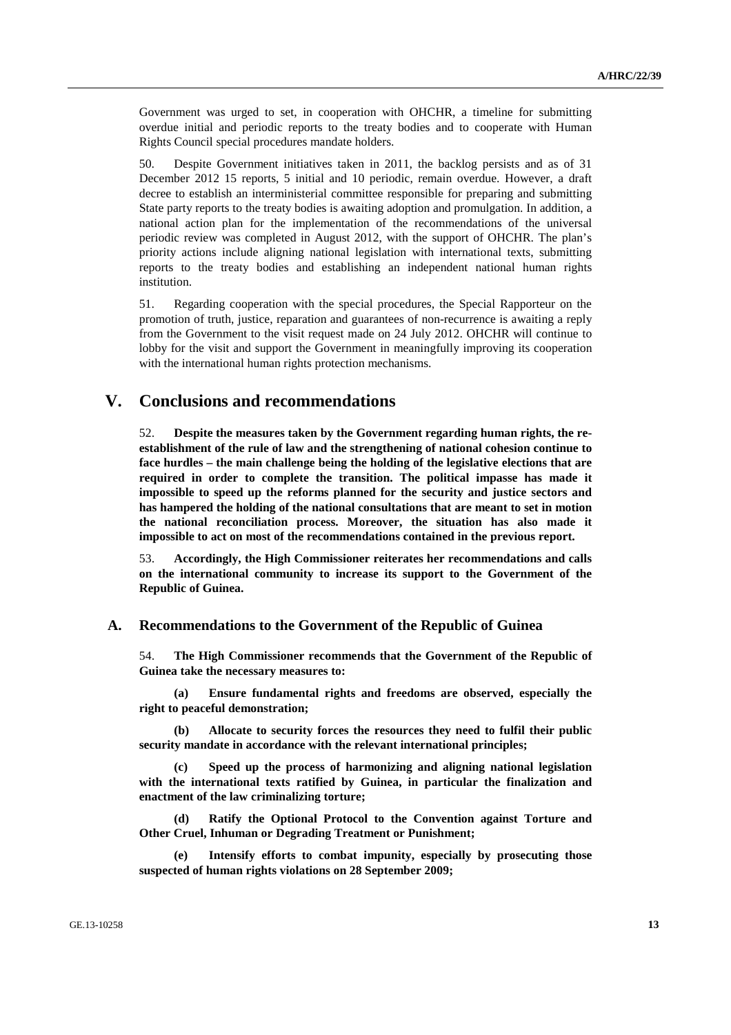Government was urged to set, in cooperation with OHCHR, a timeline for submitting overdue initial and periodic reports to the treaty bodies and to cooperate with Human Rights Council special procedures mandate holders.

50. Despite Government initiatives taken in 2011, the backlog persists and as of 31 December 2012 15 reports, 5 initial and 10 periodic, remain overdue. However, a draft decree to establish an interministerial committee responsible for preparing and submitting State party reports to the treaty bodies is awaiting adoption and promulgation. In addition, a national action plan for the implementation of the recommendations of the universal periodic review was completed in August 2012, with the support of OHCHR. The plan's priority actions include aligning national legislation with international texts, submitting reports to the treaty bodies and establishing an independent national human rights institution.

51. Regarding cooperation with the special procedures, the Special Rapporteur on the promotion of truth, justice, reparation and guarantees of non-recurrence is awaiting a reply from the Government to the visit request made on 24 July 2012. OHCHR will continue to lobby for the visit and support the Government in meaningfully improving its cooperation with the international human rights protection mechanisms.

# V. Conclusions and recommendations

52. **Despite the measures taken by the Government regarding human rights, the re-establishment of the rule of law and the strengthening of national cohesion continue to face hurdles – the main challenge being the holding of the legislative elections that are required in order to complete the transition. The political impasse has made it impossible to speed up the reforms planned for the security and justice sectors and has hampered the holding of the national consultations that are meant to set in motion the national reconciliation process. Moreover, the situation has also made it impossible to act on most of the recommendations contained in the previous report.**

53. **Accordingly, the High Commissioner reiterates her recommendations and calls on the international community to increase its support to the Government of the Republic of Guinea.**

## A. Recommendations to the Government of the Republic of Guinea

54. **The High Commissioner recommends that the Government of the Republic of Guinea take the necessary measures to:**

**(a) Ensure fundamental rights and freedoms are observed, especially the right to peaceful demonstration;**

**(b) Allocate to security forces the resources they need to fulfil their public security mandate in accordance with the relevant international principles;**

**(c) Speed up the process of harmonizing and aligning national legislation with the international texts ratified by Guinea, in particular the finalization and enactment of the law criminalizing torture;**

**(d) Ratify the Optional Protocol to the Convention against Torture and Other Cruel, Inhuman or Degrading Treatment or Punishment;**

**(e) Intensify efforts to combat impunity, especially by prosecuting those suspected of human rights violations on 28 September 2009;**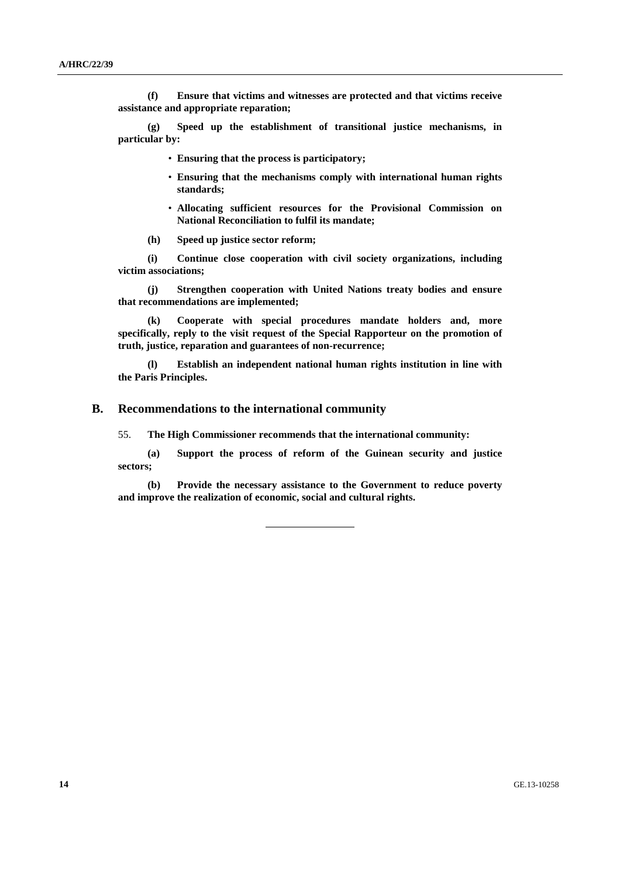**(f) Ensure that victims and witnesses are protected and that victims receive assistance and appropriate reparation;**

**(g) Speed up the establishment of transitional justice mechanisms, in particular by:**

- **Ensuring that the process is participatory;**
- **Ensuring that the mechanisms comply with international human rights standards;**
- **Allocating sufficient resources for the Provisional Commission on National Reconciliation to fulfil its mandate;**

**(h) Speed up justice sector reform;**

**(i) Continue close cooperation with civil society organizations, including victim associations;**

**(j) Strengthen cooperation with United Nations treaty bodies and ensure that recommendations are implemented;**

**(k) Cooperate with special procedures mandate holders and, more specifically, reply to the visit request of the Special Rapporteur on the promotion of truth, justice, reparation and guarantees of non-recurrence;**

**(l) Establish an independent national human rights institution in line with the Paris Principles.**

## B. Recommendations to the international community

55. **The High Commissioner recommends that the international community:**

**(a) Support the process of reform of the Guinean security and justice sectors;**

**(b) Provide the necessary assistance to the Government to reduce poverty and improve the realization of economic, social and cultural rights.**